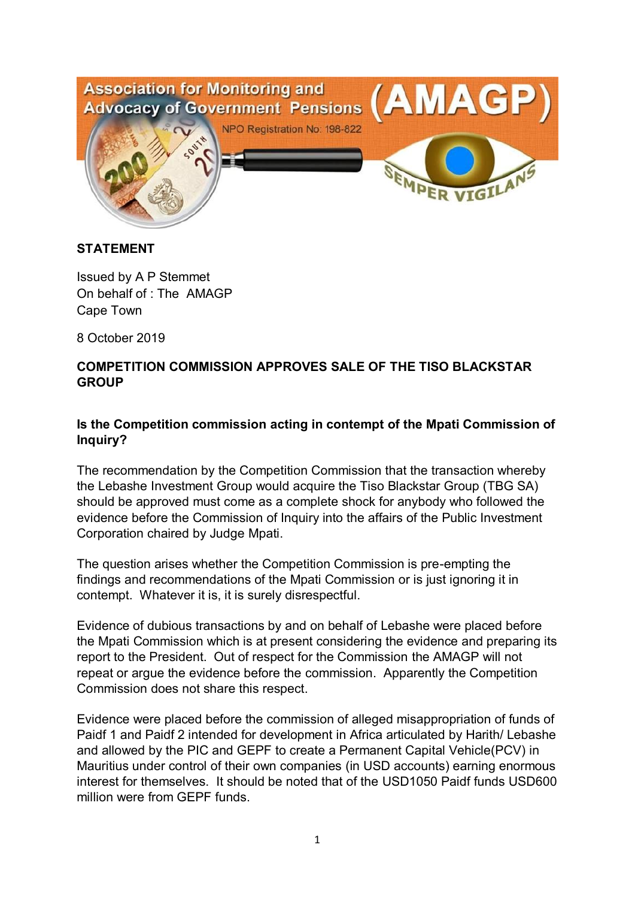Association for Monitoring and Advocacy of Government Pensions (AMAGP)

NPO Registration No: 198-822

SEMPER VIGILANS

**STATEMENT**

Issued by A P Stemmet
On behalf of : The AMAGP
Cape Town

8 October 2019

**COMPETITION COMMISSION APPROVES SALE OF THE TISO BLACKSTAR GROUP**

**Is the Competition commission acting in contempt of the Mpati Commission of Inquiry?**

The recommendation by the Competition Commission that the transaction whereby the Lebashe Investment Group would acquire the Tiso Blackstar Group (TBG SA) should be approved must come as a complete shock for anybody who followed the evidence before the Commission of Inquiry into the affairs of the Public Investment Corporation chaired by Judge Mpati.

The question arises whether the Competition Commission is pre-empting the findings and recommendations of the Mpati Commission or is just ignoring it in contempt. Whatever it is, it is surely disrespectful.

Evidence of dubious transactions by and on behalf of Lebashe were placed before the Mpati Commission which is at present considering the evidence and preparing its report to the President. Out of respect for the Commission the AMAGP will not repeat or argue the evidence before the commission. Apparently the Competition Commission does not share this respect.

Evidence were placed before the commission of alleged misappropriation of funds of Paidf 1 and Paidf 2 intended for development in Africa articulated by Harith/ Lebashe and allowed by the PIC and GEPF to create a Permanent Capital Vehicle(PCV) in Mauritius under control of their own companies (in USD accounts) earning enormous interest for themselves. It should be noted that of the USD1050 Paidf funds USD600 million were from GEPF funds.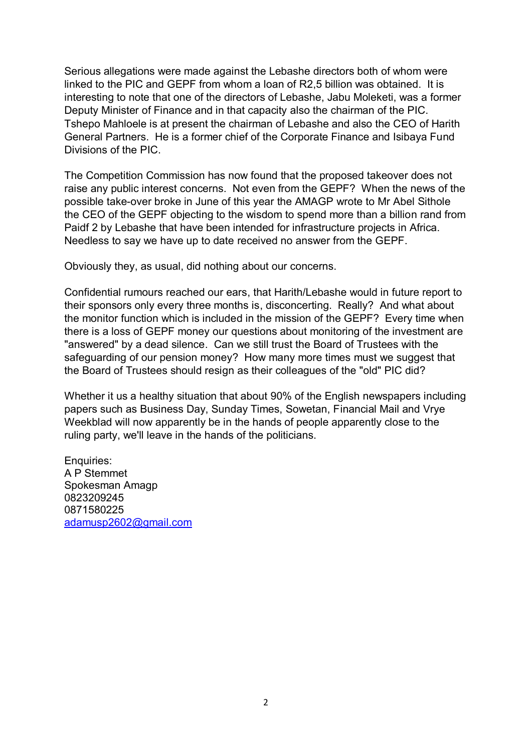Serious allegations were made against the Lebashe directors both of whom were linked to the PIC and GEPF from whom a loan of R2,5 billion was obtained. It is interesting to note that one of the directors of Lebashe, Jabu Moleketi, was a former Deputy Minister of Finance and in that capacity also the chairman of the PIC. Tshepo Mahloele is at present the chairman of Lebashe and also the CEO of Harith General Partners. He is a former chief of the Corporate Finance and Isibaya Fund Divisions of the PIC.

The Competition Commission has now found that the proposed takeover does not raise any public interest concerns. Not even from the GEPF? When the news of the possible take-over broke in June of this year the AMAGP wrote to Mr Abel Sithole the CEO of the GEPF objecting to the wisdom to spend more than a billion rand from Paidf 2 by Lebashe that have been intended for infrastructure projects in Africa. Needless to say we have up to date received no answer from the GEPF.

Obviously they, as usual, did nothing about our concerns.

Confidential rumours reached our ears, that Harith/Lebashe would in future report to their sponsors only every three months is, disconcerting. Really? And what about the monitor function which is included in the mission of the GEPF? Every time when there is a loss of GEPF money our questions about monitoring of the investment are "answered" by a dead silence. Can we still trust the Board of Trustees with the safeguarding of our pension money? How many more times must we suggest that the Board of Trustees should resign as their colleagues of the "old" PIC did?

Whether it us a healthy situation that about 90% of the English newspapers including papers such as Business Day, Sunday Times, Sowetan, Financial Mail and Vrye Weekblad will now apparently be in the hands of people apparently close to the ruling party, we'll leave in the hands of the politicians.

Enquiries:
A P Stemmet
Spokesman Amagp
0823209245
0871580225
adamusp2602@gmail.com